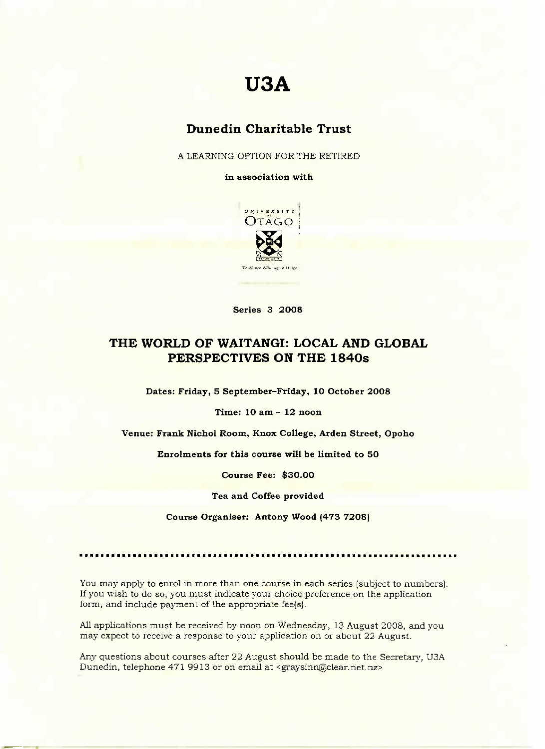# U3A

## Dunedin Charitable Trust

A LEARNING OPTION FOR THE RETIRED

**in association with**

UNIVERSITY of OTAGO

Te Whare Wānanga o Otāgo

**Series 3 2008**

## THE WORLD OF WAITANGI: LOCAL AND GLOBAL PERSPECTIVES ON THE 1840s

**Dates: Friday, 5 September–Friday, 10 October 2008**

**Time: 10 am – 12 noon**

**Venue: Frank Nichol Room, Knox College, Arden Street, Opoho**

**Enrolments for this course will be limited to 50**

**Course Fee: $30.00**

**Tea and Coffee provided**

**Course Organiser: Antony Wood (473 7208)**

---

You may apply to enrol in more than one course in each series (subject to numbers). If you wish to do so, you must indicate your choice preference on the application form, and include payment of the appropriate fee(s).

All applications must be received by noon on Wednesday, 13 August 2008, and you may expect to receive a response to your application on or about 22 August.

Any questions about courses after 22 August should be made to the Secretary, U3A Dunedin, telephone 471 9913 or on email at <graysinn@clear.net.nz>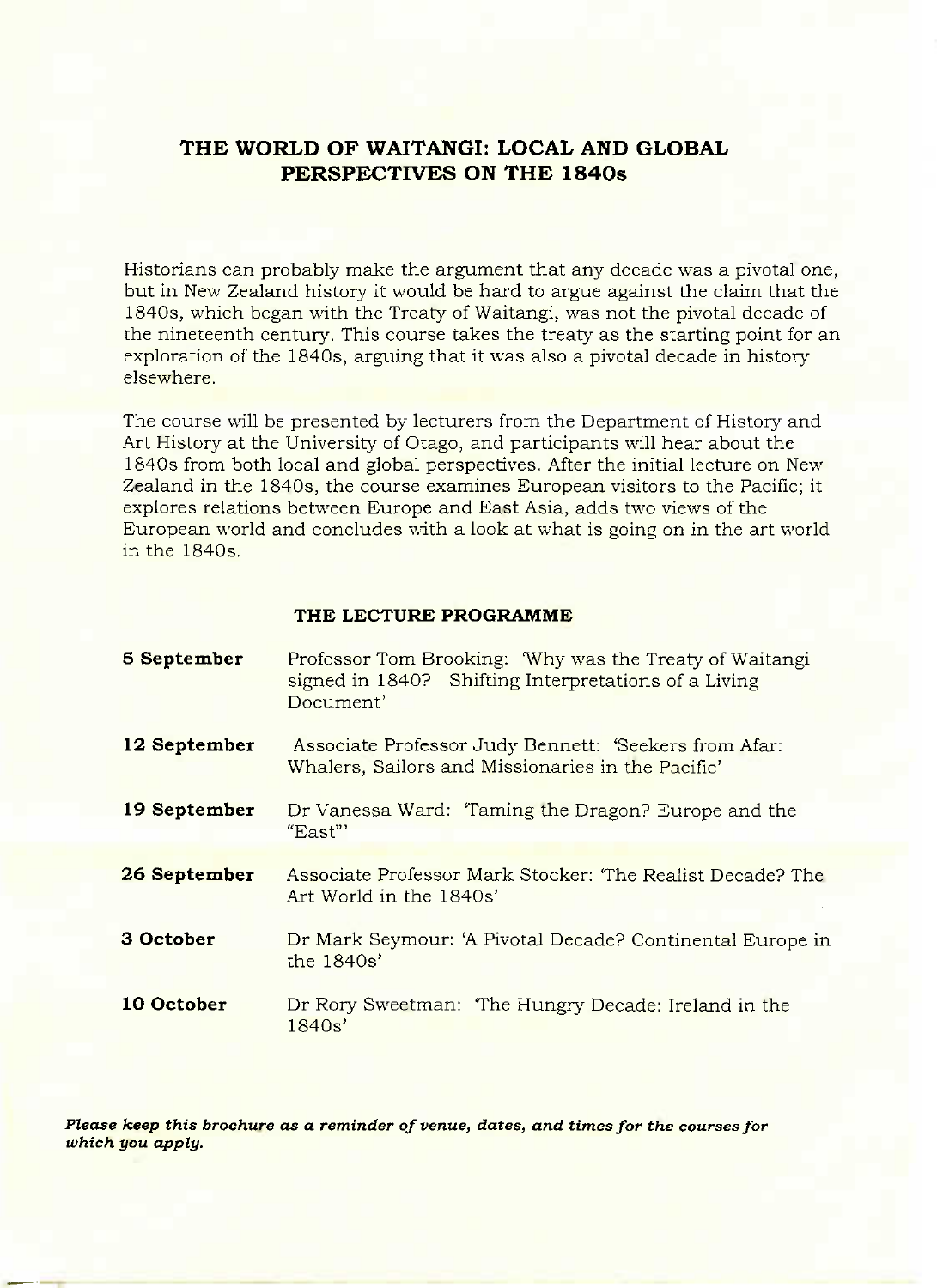## THE WORLD OF WAITANGI: LOCAL AND GLOBAL PERSPECTIVES ON THE 1840s

Historians can probably make the argument that any decade was a pivotal one, but in New Zealand history it would be hard to argue against the claim that the 1840s, which began with the Treaty of Waitangi, was not the pivotal decade of the nineteenth century. This course takes the treaty as the starting point for an exploration of the 1840s, arguing that it was also a pivotal decade in history elsewhere.

The course will be presented by lecturers from the Department of History and Art History at the University of Otago, and participants will hear about the 1840s from both local and global perspectives. After the initial lecture on New Zealand in the 1840s, the course examines European visitors to the Pacific; it explores relations between Europe and East Asia, adds two views of the European world and concludes with a look at what is going on in the art world in the 1840s.

### THE LECTURE PROGRAMME

| | |
|---|---|
| **5 September** | Professor Tom Brooking: 'Why was the Treaty of Waitangi signed in 1840? Shifting Interpretations of a Living Document' |
| **12 September** | Associate Professor Judy Bennett: 'Seekers from Afar: Whalers, Sailors and Missionaries in the Pacific' |
| **19 September** | Dr Vanessa Ward: 'Taming the Dragon? Europe and the "East"' |
| **26 September** | Associate Professor Mark Stocker: 'The Realist Decade? The Art World in the 1840s' |
| **3 October** | Dr Mark Seymour: 'A Pivotal Decade? Continental Europe in the 1840s' |
| **10 October** | Dr Rory Sweetman: 'The Hungry Decade: Ireland in the 1840s' |

***Please keep this brochure as a reminder of venue, dates, and times for the courses for which you apply.***